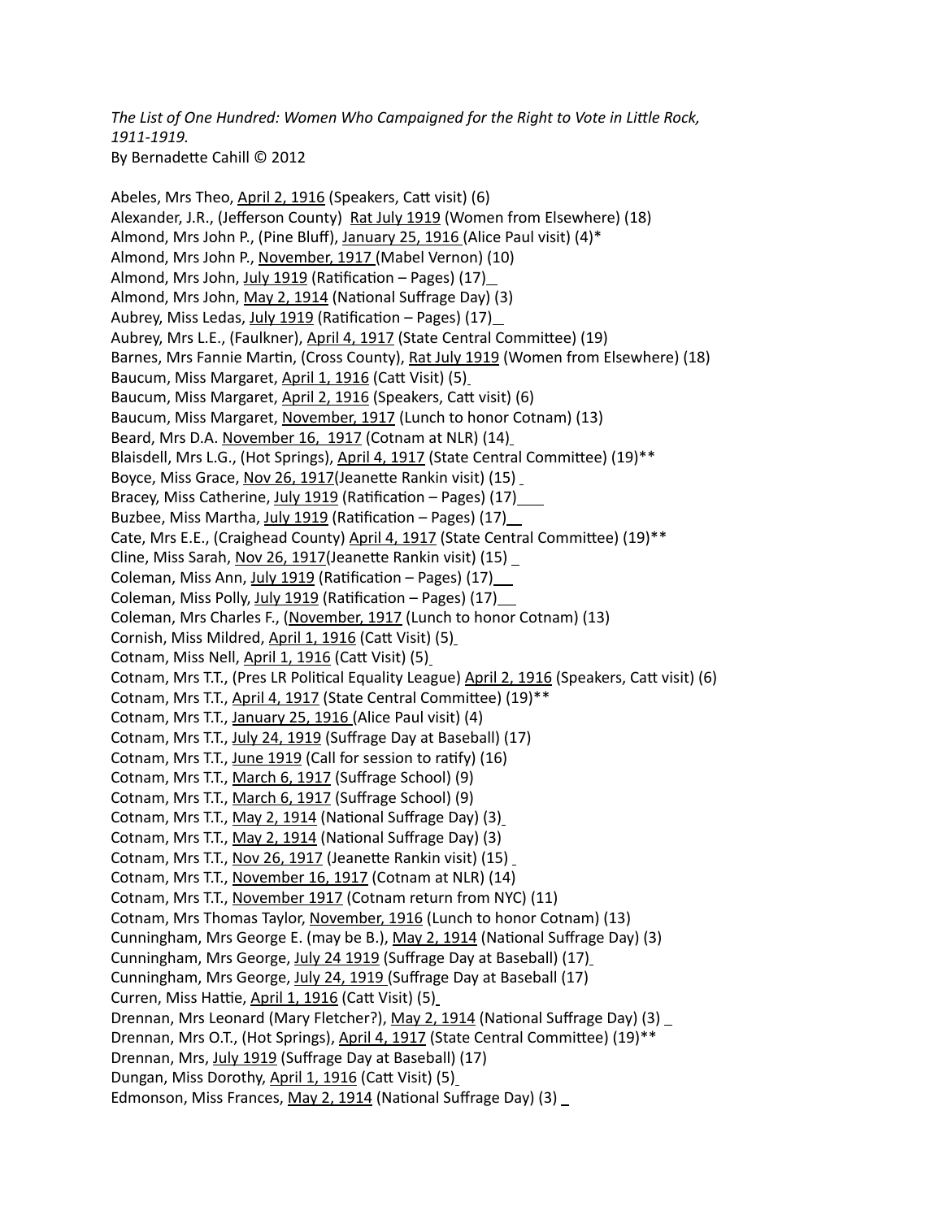*The List of One Hundred: Women Who Campaigned for the Right to Vote in Little Rock, 1911-1919.*
By Bernadette Cahill © 2012

Abeles, Mrs Theo, <u>April 2, 1916</u> (Speakers, Catt visit) (6)
Alexander, J.R., (Jefferson County) <u>Rat July 1919</u> (Women from Elsewhere) (18)
Almond, Mrs John P., (Pine Bluff), <u>January 25, 1916</u> (Alice Paul visit) (4)*
Almond, Mrs John P., <u>November, 1917</u> (Mabel Vernon) (10)
Almond, Mrs John, <u>July 1919</u> (Ratification – Pages) (17)
Almond, Mrs John, <u>May 2, 1914</u> (National Suffrage Day) (3)
Aubrey, Miss Ledas, <u>July 1919</u> (Ratification – Pages) (17)
Aubrey, Mrs L.E., (Faulkner), <u>April 4, 1917</u> (State Central Committee) (19)
Barnes, Mrs Fannie Martin, (Cross County), <u>Rat July 1919</u> (Women from Elsewhere) (18)
Baucum, Miss Margaret, <u>April 1, 1916</u> (Catt Visit) (5)
Baucum, Miss Margaret, <u>April 2, 1916</u> (Speakers, Catt visit) (6)
Baucum, Miss Margaret, <u>November, 1917</u> (Lunch to honor Cotnam) (13)
Beard, Mrs D.A. <u>November 16, 1917</u> (Cotnam at NLR) (14)
Blaisdell, Mrs L.G., (Hot Springs), <u>April 4, 1917</u> (State Central Committee) (19)**
Boyce, Miss Grace, <u>Nov 26, 1917</u>(Jeanette Rankin visit) (15)
Bracey, Miss Catherine, <u>July 1919</u> (Ratification – Pages) (17)
Buzbee, Miss Martha, <u>July 1919</u> (Ratification – Pages) (17)
Cate, Mrs E.E., (Craighead County) <u>April 4, 1917</u> (State Central Committee) (19)**
Cline, Miss Sarah, <u>Nov 26, 1917</u>(Jeanette Rankin visit) (15)
Coleman, Miss Ann, <u>July 1919</u> (Ratification – Pages) (17)
Coleman, Miss Polly, <u>July 1919</u> (Ratification – Pages) (17)
Coleman, Mrs Charles F., (<u>November, 1917</u> (Lunch to honor Cotnam) (13)
Cornish, Miss Mildred, <u>April 1, 1916</u> (Catt Visit) (5)
Cotnam, Miss Nell, <u>April 1, 1916</u> (Catt Visit) (5)
Cotnam, Mrs T.T., (Pres LR Political Equality League) <u>April 2, 1916</u> (Speakers, Catt visit) (6)
Cotnam, Mrs T.T., <u>April 4, 1917</u> (State Central Committee) (19)**
Cotnam, Mrs T.T., <u>January 25, 1916</u> (Alice Paul visit) (4)
Cotnam, Mrs T.T., <u>July 24, 1919</u> (Suffrage Day at Baseball) (17)
Cotnam, Mrs T.T., <u>June 1919</u> (Call for session to ratify) (16)
Cotnam, Mrs T.T., <u>March 6, 1917</u> (Suffrage School) (9)
Cotnam, Mrs T.T., <u>March 6, 1917</u> (Suffrage School) (9)
Cotnam, Mrs T.T., <u>May 2, 1914</u> (National Suffrage Day) (3)
Cotnam, Mrs T.T., <u>May 2, 1914</u> (National Suffrage Day) (3)
Cotnam, Mrs T.T., <u>Nov 26, 1917</u> (Jeanette Rankin visit) (15)
Cotnam, Mrs T.T., <u>November 16, 1917</u> (Cotnam at NLR) (14)
Cotnam, Mrs T.T., <u>November 1917</u> (Cotnam return from NYC) (11)
Cotnam, Mrs Thomas Taylor, <u>November, 1916</u> (Lunch to honor Cotnam) (13)
Cunningham, Mrs George E. (may be B.), <u>May 2, 1914</u> (National Suffrage Day) (3)
Cunningham, Mrs George, <u>July 24 1919</u> (Suffrage Day at Baseball) (17)
Cunningham, Mrs George, <u>July 24, 1919</u> (Suffrage Day at Baseball (17)
Curren, Miss Hattie, <u>April 1, 1916</u> (Catt Visit) (5)
Drennan, Mrs Leonard (Mary Fletcher?), <u>May 2, 1914</u> (National Suffrage Day) (3)
Drennan, Mrs O.T., (Hot Springs), <u>April 4, 1917</u> (State Central Committee) (19)**
Drennan, Mrs, <u>July 1919</u> (Suffrage Day at Baseball) (17)
Dungan, Miss Dorothy, <u>April 1, 1916</u> (Catt Visit) (5)
Edmonson, Miss Frances, <u>May 2, 1914</u> (National Suffrage Day) (3)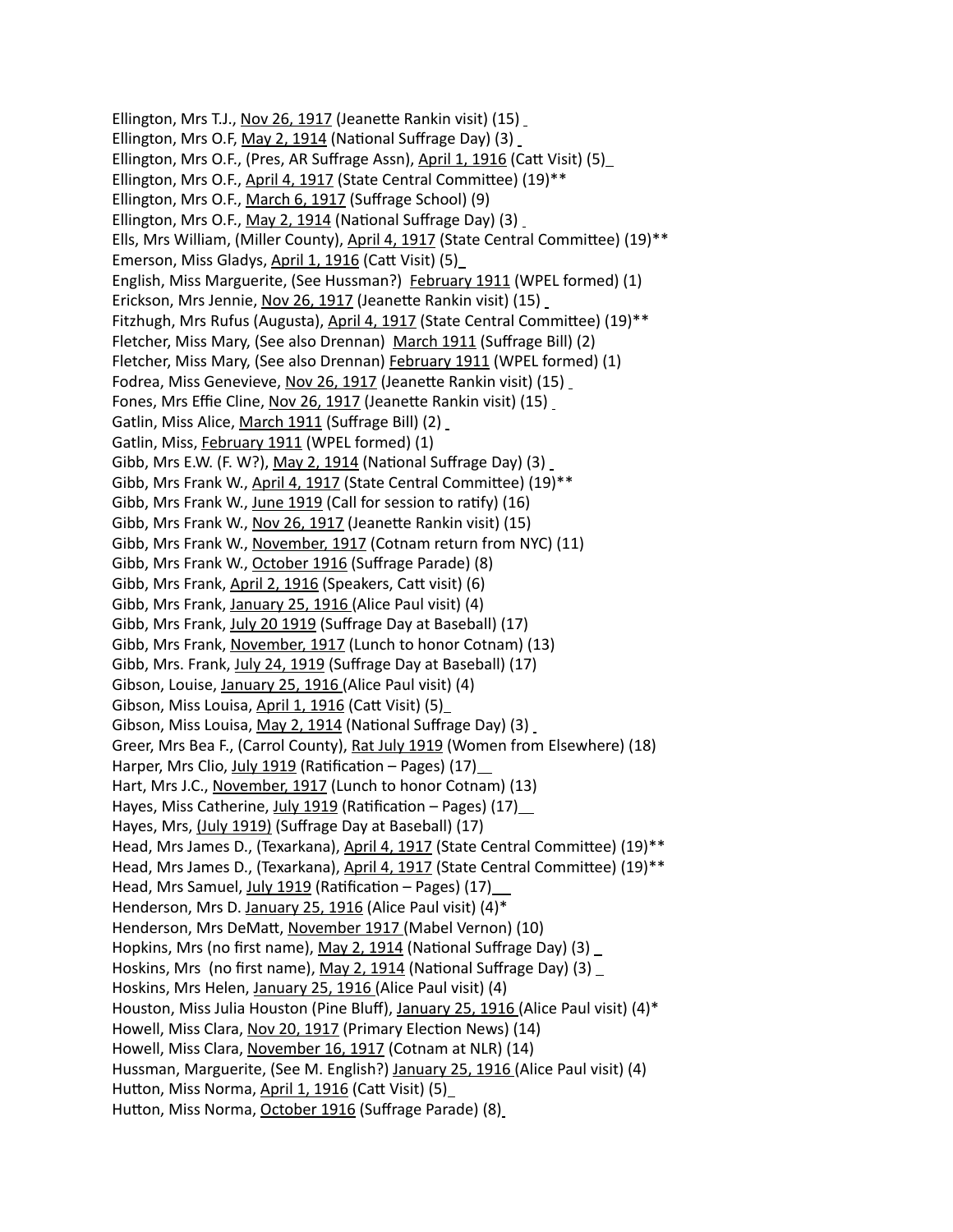Ellington, Mrs T.J., Nov 26, 1917 (Jeanette Rankin visit) (15)
Ellington, Mrs O.F, May 2, 1914 (National Suffrage Day) (3)
Ellington, Mrs O.F., (Pres, AR Suffrage Assn), April 1, 1916 (Catt Visit) (5)
Ellington, Mrs O.F., April 4, 1917 (State Central Committee) (19)**
Ellington, Mrs O.F., March 6, 1917 (Suffrage School) (9)
Ellington, Mrs O.F., May 2, 1914 (National Suffrage Day) (3)
Ells, Mrs William, (Miller County), April 4, 1917 (State Central Committee) (19)**
Emerson, Miss Gladys, April 1, 1916 (Catt Visit) (5)
English, Miss Marguerite, (See Hussman?) February 1911 (WPEL formed) (1)
Erickson, Mrs Jennie, Nov 26, 1917 (Jeanette Rankin visit) (15)
Fitzhugh, Mrs Rufus (Augusta), April 4, 1917 (State Central Committee) (19)**
Fletcher, Miss Mary, (See also Drennan) March 1911 (Suffrage Bill) (2)
Fletcher, Miss Mary, (See also Drennan) February 1911 (WPEL formed) (1)
Fodrea, Miss Genevieve, Nov 26, 1917 (Jeanette Rankin visit) (15)
Fones, Mrs Effie Cline, Nov 26, 1917 (Jeanette Rankin visit) (15)
Gatlin, Miss Alice, March 1911 (Suffrage Bill) (2)
Gatlin, Miss, February 1911 (WPEL formed) (1)
Gibb, Mrs E.W. (F. W?), May 2, 1914 (National Suffrage Day) (3)
Gibb, Mrs Frank W., April 4, 1917 (State Central Committee) (19)**
Gibb, Mrs Frank W., June 1919 (Call for session to ratify) (16)
Gibb, Mrs Frank W., Nov 26, 1917 (Jeanette Rankin visit) (15)
Gibb, Mrs Frank W., November, 1917 (Cotnam return from NYC) (11)
Gibb, Mrs Frank W., October 1916 (Suffrage Parade) (8)
Gibb, Mrs Frank, April 2, 1916 (Speakers, Catt visit) (6)
Gibb, Mrs Frank, January 25, 1916 (Alice Paul visit) (4)
Gibb, Mrs Frank, July 20 1919 (Suffrage Day at Baseball) (17)
Gibb, Mrs Frank, November, 1917 (Lunch to honor Cotnam) (13)
Gibb, Mrs. Frank, July 24, 1919 (Suffrage Day at Baseball) (17)
Gibson, Louise, January 25, 1916 (Alice Paul visit) (4)
Gibson, Miss Louisa, April 1, 1916 (Catt Visit) (5)
Gibson, Miss Louisa, May 2, 1914 (National Suffrage Day) (3)
Greer, Mrs Bea F., (Carrol County), Rat July 1919 (Women from Elsewhere) (18)
Harper, Mrs Clio, July 1919 (Ratification – Pages) (17)
Hart, Mrs J.C., November, 1917 (Lunch to honor Cotnam) (13)
Hayes, Miss Catherine, July 1919 (Ratification – Pages) (17)
Hayes, Mrs, (July 1919) (Suffrage Day at Baseball) (17)
Head, Mrs James D., (Texarkana), April 4, 1917 (State Central Committee) (19)**
Head, Mrs James D., (Texarkana), April 4, 1917 (State Central Committee) (19)**
Head, Mrs Samuel, July 1919 (Ratification – Pages) (17)
Henderson, Mrs D. January 25, 1916 (Alice Paul visit) (4)*
Henderson, Mrs DeMatt, November 1917 (Mabel Vernon) (10)
Hopkins, Mrs (no first name), May 2, 1914 (National Suffrage Day) (3)
Hoskins, Mrs (no first name), May 2, 1914 (National Suffrage Day) (3)
Hoskins, Mrs Helen, January 25, 1916 (Alice Paul visit) (4)
Houston, Miss Julia Houston (Pine Bluff), January 25, 1916 (Alice Paul visit) (4)*
Howell, Miss Clara, Nov 20, 1917 (Primary Election News) (14)
Howell, Miss Clara, November 16, 1917 (Cotnam at NLR) (14)
Hussman, Marguerite, (See M. English?) January 25, 1916 (Alice Paul visit) (4)
Hutton, Miss Norma, April 1, 1916 (Catt Visit) (5)
Hutton, Miss Norma, October 1916 (Suffrage Parade) (8)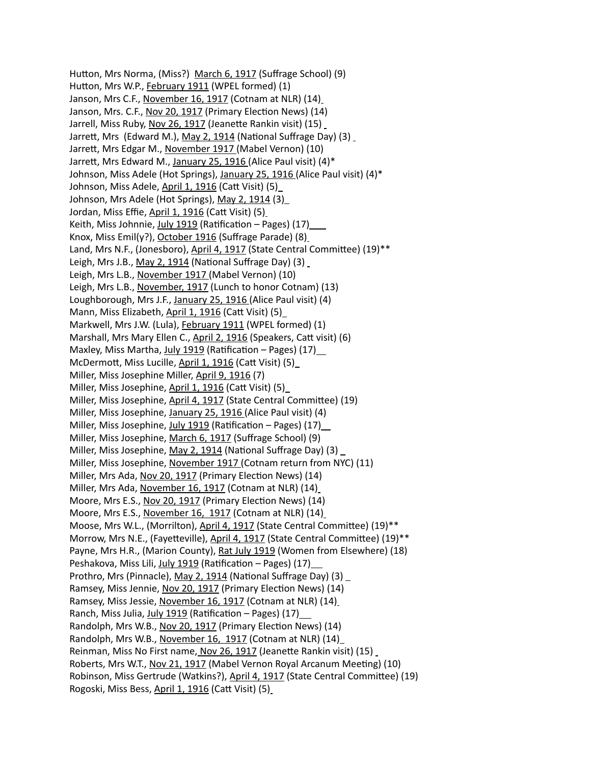Hutton, Mrs Norma, (Miss?) March 6, 1917 (Suffrage School) (9)
Hutton, Mrs W.P., February 1911 (WPEL formed) (1)
Janson, Mrs C.F., November 16, 1917 (Cotnam at NLR) (14)
Janson, Mrs. C.F., Nov 20, 1917 (Primary Election News) (14)
Jarrell, Miss Ruby, Nov 26, 1917 (Jeanette Rankin visit) (15)
Jarrett, Mrs (Edward M.), May 2, 1914 (National Suffrage Day) (3)
Jarrett, Mrs Edgar M., November 1917 (Mabel Vernon) (10)
Jarrett, Mrs Edward M., January 25, 1916 (Alice Paul visit) (4)*
Johnson, Miss Adele (Hot Springs), January 25, 1916 (Alice Paul visit) (4)*
Johnson, Miss Adele, April 1, 1916 (Catt Visit) (5)
Johnson, Mrs Adele (Hot Springs), May 2, 1914 (3)
Jordan, Miss Effie, April 1, 1916 (Catt Visit) (5)
Keith, Miss Johnnie, July 1919 (Ratification – Pages) (17)
Knox, Miss Emil(y?), October 1916 (Suffrage Parade) (8)
Land, Mrs N.F., (Jonesboro), April 4, 1917 (State Central Committee) (19)**
Leigh, Mrs J.B., May 2, 1914 (National Suffrage Day) (3)
Leigh, Mrs L.B., November 1917 (Mabel Vernon) (10)
Leigh, Mrs L.B., November, 1917 (Lunch to honor Cotnam) (13)
Loughborough, Mrs J.F., January 25, 1916 (Alice Paul visit) (4)
Mann, Miss Elizabeth, April 1, 1916 (Catt Visit) (5)
Markwell, Mrs J.W. (Lula), February 1911 (WPEL formed) (1)
Marshall, Mrs Mary Ellen C., April 2, 1916 (Speakers, Catt visit) (6)
Maxley, Miss Martha, July 1919 (Ratification – Pages) (17)
McDermott, Miss Lucille, April 1, 1916 (Catt Visit) (5)
Miller, Miss Josephine Miller, April 9, 1916 (7)
Miller, Miss Josephine, April 1, 1916 (Catt Visit) (5)
Miller, Miss Josephine, April 4, 1917 (State Central Committee) (19)
Miller, Miss Josephine, January 25, 1916 (Alice Paul visit) (4)
Miller, Miss Josephine, July 1919 (Ratification – Pages) (17)
Miller, Miss Josephine, March 6, 1917 (Suffrage School) (9)
Miller, Miss Josephine, May 2, 1914 (National Suffrage Day) (3)
Miller, Miss Josephine, November 1917 (Cotnam return from NYC) (11)
Miller, Mrs Ada, Nov 20, 1917 (Primary Election News) (14)
Miller, Mrs Ada, November 16, 1917 (Cotnam at NLR) (14)
Moore, Mrs E.S., Nov 20, 1917 (Primary Election News) (14)
Moore, Mrs E.S., November 16, 1917 (Cotnam at NLR) (14)
Moose, Mrs W.L., (Morrilton), April 4, 1917 (State Central Committee) (19)**
Morrow, Mrs N.E., (Fayetteville), April 4, 1917 (State Central Committee) (19)**
Payne, Mrs H.R., (Marion County), Rat July 1919 (Women from Elsewhere) (18)
Peshakova, Miss Lili, July 1919 (Ratification – Pages) (17)
Prothro, Mrs (Pinnacle), May 2, 1914 (National Suffrage Day) (3)
Ramsey, Miss Jennie, Nov 20, 1917 (Primary Election News) (14)
Ramsey, Miss Jessie, November 16, 1917 (Cotnam at NLR) (14)
Ranch, Miss Julia, July 1919 (Ratification – Pages) (17)
Randolph, Mrs W.B., Nov 20, 1917 (Primary Election News) (14)
Randolph, Mrs W.B., November 16, 1917 (Cotnam at NLR) (14)
Reinman, Miss No First name, Nov 26, 1917 (Jeanette Rankin visit) (15)
Roberts, Mrs W.T., Nov 21, 1917 (Mabel Vernon Royal Arcanum Meeting) (10)
Robinson, Miss Gertrude (Watkins?), April 4, 1917 (State Central Committee) (19)
Rogoski, Miss Bess, April 1, 1916 (Catt Visit) (5)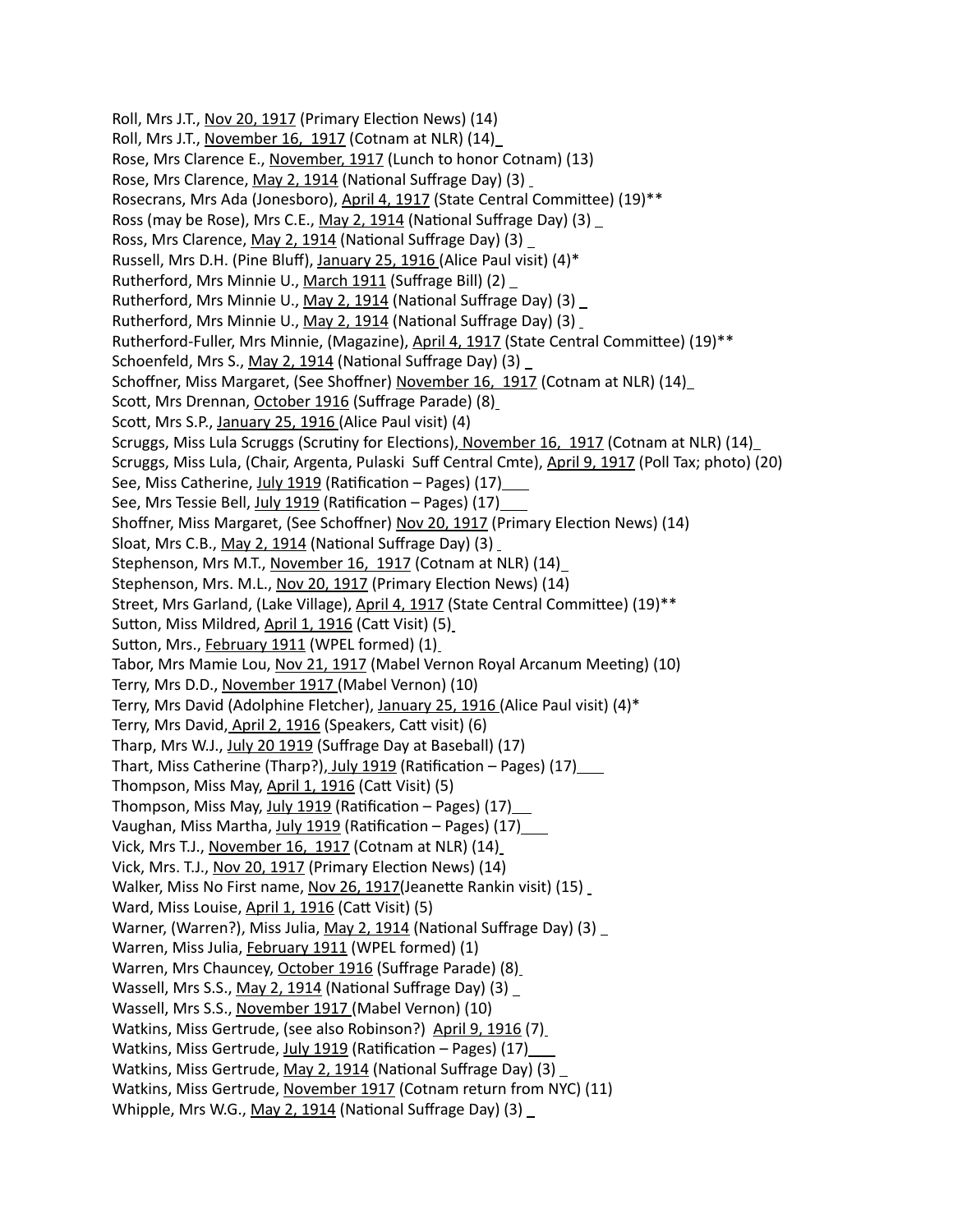Roll, Mrs J.T., Nov 20, 1917 (Primary Election News) (14)
Roll, Mrs J.T., November 16, 1917 (Cotnam at NLR) (14)
Rose, Mrs Clarence E., November, 1917 (Lunch to honor Cotnam) (13)
Rose, Mrs Clarence, May 2, 1914 (National Suffrage Day) (3)
Rosecrans, Mrs Ada (Jonesboro), April 4, 1917 (State Central Committee) (19)**
Ross (may be Rose), Mrs C.E., May 2, 1914 (National Suffrage Day) (3)
Ross, Mrs Clarence, May 2, 1914 (National Suffrage Day) (3)
Russell, Mrs D.H. (Pine Bluff), January 25, 1916 (Alice Paul visit) (4)*
Rutherford, Mrs Minnie U., March 1911 (Suffrage Bill) (2)
Rutherford, Mrs Minnie U., May 2, 1914 (National Suffrage Day) (3)
Rutherford, Mrs Minnie U., May 2, 1914 (National Suffrage Day) (3)
Rutherford-Fuller, Mrs Minnie, (Magazine), April 4, 1917 (State Central Committee) (19)**
Schoenfeld, Mrs S., May 2, 1914 (National Suffrage Day) (3)
Schoffner, Miss Margaret, (See Shoffner) November 16, 1917 (Cotnam at NLR) (14)
Scott, Mrs Drennan, October 1916 (Suffrage Parade) (8)
Scott, Mrs S.P., January 25, 1916 (Alice Paul visit) (4)
Scruggs, Miss Lula Scruggs (Scrutiny for Elections), November 16, 1917 (Cotnam at NLR) (14)
Scruggs, Miss Lula, (Chair, Argenta, Pulaski Suff Central Cmte), April 9, 1917 (Poll Tax; photo) (20)
See, Miss Catherine, July 1919 (Ratification – Pages) (17)
See, Mrs Tessie Bell, July 1919 (Ratification – Pages) (17)
Shoffner, Miss Margaret, (See Schoffner) Nov 20, 1917 (Primary Election News) (14)
Sloat, Mrs C.B., May 2, 1914 (National Suffrage Day) (3)
Stephenson, Mrs M.T., November 16, 1917 (Cotnam at NLR) (14)
Stephenson, Mrs. M.L., Nov 20, 1917 (Primary Election News) (14)
Street, Mrs Garland, (Lake Village), April 4, 1917 (State Central Committee) (19)**
Sutton, Miss Mildred, April 1, 1916 (Catt Visit) (5)
Sutton, Mrs., February 1911 (WPEL formed) (1)
Tabor, Mrs Mamie Lou, Nov 21, 1917 (Mabel Vernon Royal Arcanum Meeting) (10)
Terry, Mrs D.D., November 1917 (Mabel Vernon) (10)
Terry, Mrs David (Adolphine Fletcher), January 25, 1916 (Alice Paul visit) (4)*
Terry, Mrs David, April 2, 1916 (Speakers, Catt visit) (6)
Tharp, Mrs W.J., July 20 1919 (Suffrage Day at Baseball) (17)
Thart, Miss Catherine (Tharp?), July 1919 (Ratification – Pages) (17)
Thompson, Miss May, April 1, 1916 (Catt Visit) (5)
Thompson, Miss May, July 1919 (Ratification – Pages) (17)
Vaughan, Miss Martha, July 1919 (Ratification – Pages) (17)
Vick, Mrs T.J., November 16, 1917 (Cotnam at NLR) (14)
Vick, Mrs. T.J., Nov 20, 1917 (Primary Election News) (14)
Walker, Miss No First name, Nov 26, 1917(Jeanette Rankin visit) (15)
Ward, Miss Louise, April 1, 1916 (Catt Visit) (5)
Warner, (Warren?), Miss Julia, May 2, 1914 (National Suffrage Day) (3)
Warren, Miss Julia, February 1911 (WPEL formed) (1)
Warren, Mrs Chauncey, October 1916 (Suffrage Parade) (8)
Wassell, Mrs S.S., May 2, 1914 (National Suffrage Day) (3)
Wassell, Mrs S.S., November 1917 (Mabel Vernon) (10)
Watkins, Miss Gertrude, (see also Robinson?) April 9, 1916 (7)
Watkins, Miss Gertrude, July 1919 (Ratification – Pages) (17)
Watkins, Miss Gertrude, May 2, 1914 (National Suffrage Day) (3)
Watkins, Miss Gertrude, November 1917 (Cotnam return from NYC) (11)
Whipple, Mrs W.G., May 2, 1914 (National Suffrage Day) (3)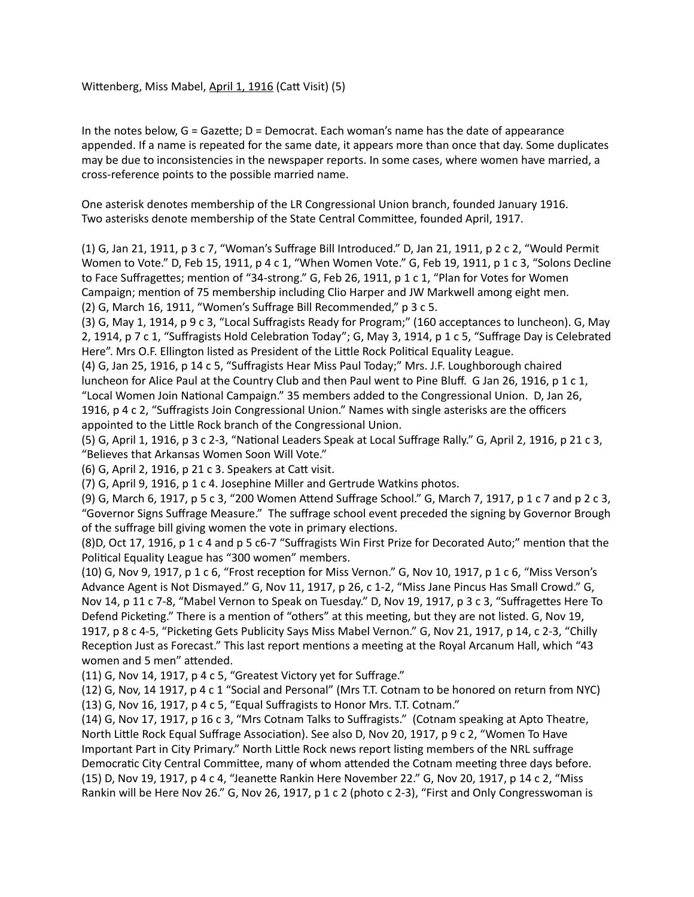Wittenberg, Miss Mabel, April 1, 1916 (Catt Visit) (5)

In the notes below, G = Gazette; D = Democrat. Each woman's name has the date of appearance appended. If a name is repeated for the same date, it appears more than once that day. Some duplicates may be due to inconsistencies in the newspaper reports. In some cases, where women have married, a cross-reference points to the possible married name.

One asterisk denotes membership of the LR Congressional Union branch, founded January 1916. Two asterisks denote membership of the State Central Committee, founded April, 1917.

(1) G, Jan 21, 1911, p 3 c 7, "Woman's Suffrage Bill Introduced." D, Jan 21, 1911, p 2 c 2, "Would Permit Women to Vote." D, Feb 15, 1911, p 4 c 1, "When Women Vote." G, Feb 19, 1911, p 1 c 3, "Solons Decline to Face Suffragettes; mention of "34-strong." G, Feb 26, 1911, p 1 c 1, "Plan for Votes for Women Campaign; mention of 75 membership including Clio Harper and JW Markwell among eight men.
(2) G, March 16, 1911, "Women's Suffrage Bill Recommended," p 3 c 5.
(3) G, May 1, 1914, p 9 c 3, "Local Suffragists Ready for Program;" (160 acceptances to luncheon). G, May 2, 1914, p 7 c 1, "Suffragists Hold Celebration Today"; G, May 3, 1914, p 1 c 5, "Suffrage Day is Celebrated Here". Mrs O.F. Ellington listed as President of the Little Rock Political Equality League.
(4) G, Jan 25, 1916, p 14 c 5, "Suffragists Hear Miss Paul Today;" Mrs. J.F. Loughborough chaired luncheon for Alice Paul at the Country Club and then Paul went to Pine Bluff. G Jan 26, 1916, p 1 c 1, "Local Women Join National Campaign." 35 members added to the Congressional Union. D, Jan 26, 1916, p 4 c 2, "Suffragists Join Congressional Union." Names with single asterisks are the officers appointed to the Little Rock branch of the Congressional Union.
(5) G, April 1, 1916, p 3 c 2-3, "National Leaders Speak at Local Suffrage Rally." G, April 2, 1916, p 21 c 3, "Believes that Arkansas Women Soon Will Vote."
(6) G, April 2, 1916, p 21 c 3. Speakers at Catt visit.
(7) G, April 9, 1916, p 1 c 4. Josephine Miller and Gertrude Watkins photos.
(9) G, March 6, 1917, p 5 c 3, "200 Women Attend Suffrage School." G, March 7, 1917, p 1 c 7 and p 2 c 3, "Governor Signs Suffrage Measure." The suffrage school event preceded the signing by Governor Brough of the suffrage bill giving women the vote in primary elections.
(8)D, Oct 17, 1916, p 1 c 4 and p 5 c6-7 "Suffragists Win First Prize for Decorated Auto;" mention that the Political Equality League has "300 women" members.
(10) G, Nov 9, 1917, p 1 c 6, "Frost reception for Miss Vernon." G, Nov 10, 1917, p 1 c 6, "Miss Verson's Advance Agent is Not Dismayed." G, Nov 11, 1917, p 26, c 1-2, "Miss Jane Pincus Has Small Crowd." G, Nov 14, p 11 c 7-8, "Mabel Vernon to Speak on Tuesday." D, Nov 19, 1917, p 3 c 3, "Suffragettes Here To Defend Picketing." There is a mention of "others" at this meeting, but they are not listed. G, Nov 19, 1917, p 8 c 4-5, "Picketing Gets Publicity Says Miss Mabel Vernon." G, Nov 21, 1917, p 14, c 2-3, "Chilly Reception Just as Forecast." This last report mentions a meeting at the Royal Arcanum Hall, which "43 women and 5 men" attended.
(11) G, Nov 14, 1917, p 4 c 5, "Greatest Victory yet for Suffrage."
(12) G, Nov, 14 1917, p 4 c 1 "Social and Personal" (Mrs T.T. Cotnam to be honored on return from NYC)
(13) G, Nov 16, 1917, p 4 c 5, "Equal Suffragists to Honor Mrs. T.T. Cotnam."
(14) G, Nov 17, 1917, p 16 c 3, "Mrs Cotnam Talks to Suffragists." (Cotnam speaking at Apto Theatre, North Little Rock Equal Suffrage Association). See also D, Nov 20, 1917, p 9 c 2, "Women To Have Important Part in City Primary." North Little Rock news report listing members of the NRL suffrage Democratic City Central Committee, many of whom attended the Cotnam meeting three days before.
(15) D, Nov 19, 1917, p 4 c 4, "Jeanette Rankin Here November 22." G, Nov 20, 1917, p 14 c 2, "Miss Rankin will be Here Nov 26." G, Nov 26, 1917, p 1 c 2 (photo c 2-3), "First and Only Congresswoman is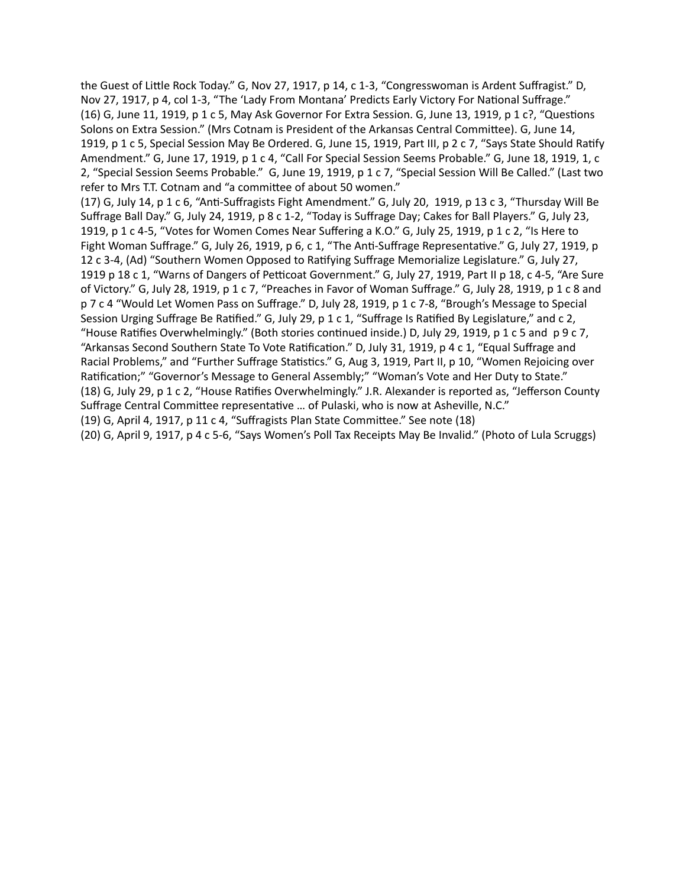the Guest of Little Rock Today." G, Nov 27, 1917, p 14, c 1-3, "Congresswoman is Ardent Suffragist." D, Nov 27, 1917, p 4, col 1-3, "The 'Lady From Montana' Predicts Early Victory For National Suffrage."

(16) G, June 11, 1919, p 1 c 5, May Ask Governor For Extra Session. G, June 13, 1919, p 1 c?, "Questions Solons on Extra Session." (Mrs Cotnam is President of the Arkansas Central Committee). G, June 14, 1919, p 1 c 5, Special Session May Be Ordered. G, June 15, 1919, Part III, p 2 c 7, "Says State Should Ratify Amendment." G, June 17, 1919, p 1 c 4, "Call For Special Session Seems Probable." G, June 18, 1919, 1, c 2, "Special Session Seems Probable." G, June 19, 1919, p 1 c 7, "Special Session Will Be Called." (Last two refer to Mrs T.T. Cotnam and "a committee of about 50 women."

(17) G, July 14, p 1 c 6, "Anti-Suffragists Fight Amendment." G, July 20, 1919, p 13 c 3, "Thursday Will Be Suffrage Ball Day." G, July 24, 1919, p 8 c 1-2, "Today is Suffrage Day; Cakes for Ball Players." G, July 23, 1919, p 1 c 4-5, "Votes for Women Comes Near Suffering a K.O." G, July 25, 1919, p 1 c 2, "Is Here to Fight Woman Suffrage." G, July 26, 1919, p 6, c 1, "The Anti-Suffrage Representative." G, July 27, 1919, p 12 c 3-4, (Ad) "Southern Women Opposed to Ratifying Suffrage Memorialize Legislature." G, July 27, 1919 p 18 c 1, "Warns of Dangers of Petticoat Government." G, July 27, 1919, Part II p 18, c 4-5, "Are Sure of Victory." G, July 28, 1919, p 1 c 7, "Preaches in Favor of Woman Suffrage." G, July 28, 1919, p 1 c 8 and p 7 c 4 "Would Let Women Pass on Suffrage." D, July 28, 1919, p 1 c 7-8, "Brough's Message to Special Session Urging Suffrage Be Ratified." G, July 29, p 1 c 1, "Suffrage Is Ratified By Legislature," and c 2, "House Ratifies Overwhelmingly." (Both stories continued inside.) D, July 29, 1919, p 1 c 5 and p 9 c 7, "Arkansas Second Southern State To Vote Ratification." D, July 31, 1919, p 4 c 1, "Equal Suffrage and Racial Problems," and "Further Suffrage Statistics." G, Aug 3, 1919, Part II, p 10, "Women Rejoicing over Ratification;" "Governor's Message to General Assembly;" "Woman's Vote and Her Duty to State."

(18) G, July 29, p 1 c 2, "House Ratifies Overwhelmingly." J.R. Alexander is reported as, "Jefferson County Suffrage Central Committee representative … of Pulaski, who is now at Asheville, N.C."

(19) G, April 4, 1917, p 11 c 4, "Suffragists Plan State Committee." See note (18)

(20) G, April 9, 1917, p 4 c 5-6, "Says Women's Poll Tax Receipts May Be Invalid." (Photo of Lula Scruggs)